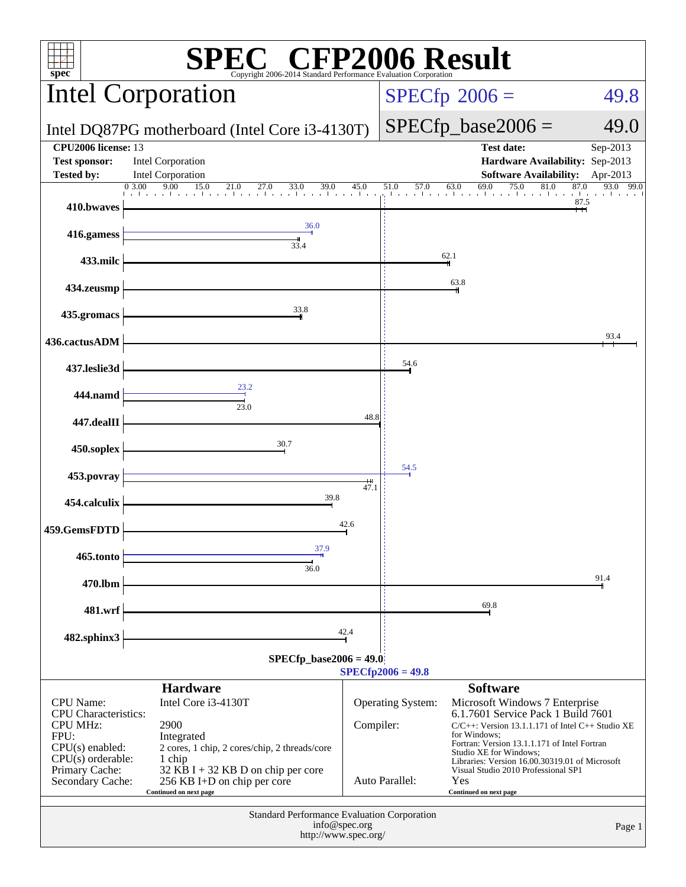# SPEC CFP2006 Result

Copyright 2006-2014 Standard Performance Evaluation Corporation

## Intel Corporation

Intel DQ87PG motherboard (Intel Core i3-4130T)

SPECfp 2006 = 49.8

SPECfp_base2006 = 49.0

| | | | |
|---|---|---|---|
| **CPU2006 license:** 13 | | **Test date:** | Sep-2013 |
| **Test sponsor:** | Intel Corporation | **Hardware Availability:** | Sep-2013 |
| **Tested by:** | Intel Corporation | **Software Availability:** | Apr-2013 |

| Benchmark | Base | Peak |
|---|---|---|
| 410.bwaves | 87.5 | |
| 416.gamess | 33.4 | 36.0 |
| 433.milc | 62.1 | |
| 434.zeusmp | 63.8 | |
| 435.gromacs | 33.8 | |
| 436.cactusADM | 93.4 | |
| 437.leslie3d | 54.6 | |
| 444.namd | 23.0 | 23.2 |
| 447.dealII | 48.8 | |
| 450.soplex | 30.7 | |
| 453.povray | 47.1 | 54.5 |
| 454.calculix | 39.8 | |
| 459.GemsFDTD | 42.6 | |
| 465.tonto | 36.0 | 37.9 |
| 470.lbm | 91.4 | |
| 481.wrf | 69.8 | |
| 482.sphinx3 | 42.4 | |

SPECfp_base2006 = 49.0

SPECfp2006 = 49.8

### Hardware

| | |
|---|---|
| CPU Name: | Intel Core i3-4130T |
| CPU Characteristics: | |
| CPU MHz: | 2900 |
| FPU: | Integrated |
| CPU(s) enabled: | 2 cores, 1 chip, 2 cores/chip, 2 threads/core |
| CPU(s) orderable: | 1 chip |
| Primary Cache: | 32 KB I + 32 KB D on chip per core |
| Secondary Cache: | 256 KB I+D on chip per core |

Continued on next page

### Software

| | |
|---|---|
| Operating System: | Microsoft Windows 7 Enterprise 6.1.7601 Service Pack 1 Build 7601 |
| Compiler: | C/C++: Version 13.1.1.171 of Intel C++ Studio XE for Windows; Fortran: Version 13.1.1.171 of Intel Fortran Studio XE for Windows; Libraries: Version 16.00.30319.01 of Microsoft Visual Studio 2010 Professional SP1 |
| Auto Parallel: | Yes |

Continued on next page

Standard Performance Evaluation Corporation
info@spec.org
http://www.spec.org/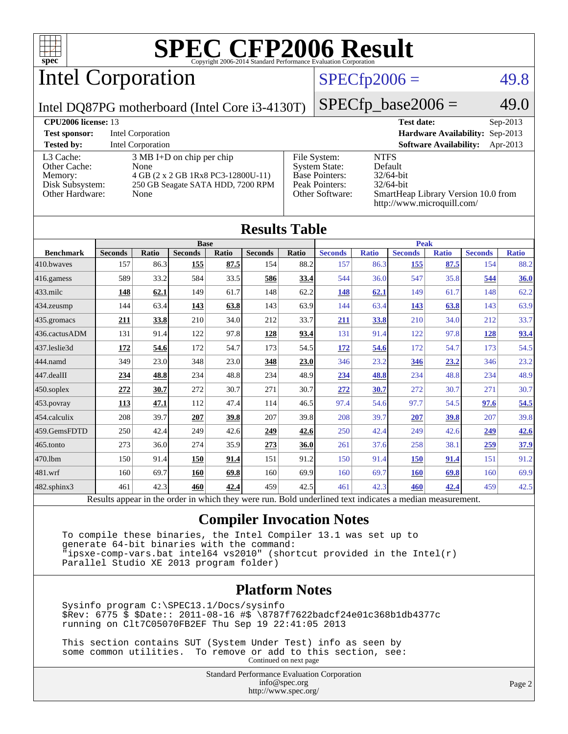# SPEC CFP2006 Result

Copyright 2006-2014 Standard Performance Evaluation Corporation

## Intel Corporation

Intel DQ87PG motherboard (Intel Core i3-4130T)

SPECfp2006 = 49.8

SPECfp_base2006 = 49.0

| | | | |
|---|---|---|---|
| **CPU2006 license:** 13 | | **Test date:** | Sep-2013 |
| **Test sponsor:** | Intel Corporation | **Hardware Availability:** | Sep-2013 |
| **Tested by:** | Intel Corporation | **Software Availability:** | Apr-2013 |

| | | | |
|---|---|---|---|
| L3 Cache: | 3 MB I+D on chip per chip | File System: | NTFS |
| Other Cache: | None | System State: | Default |
| Memory: | 4 GB (2 x 2 GB 1Rx8 PC3-12800U-11) | Base Pointers: | 32/64-bit |
| Disk Subsystem: | 250 GB Seagate SATA HDD, 7200 RPM | Peak Pointers: | 32/64-bit |
| Other Hardware: | None | Other Software: | SmartHeap Library Version 10.0 from http://www.microquill.com/ |

## Results Table

| Benchmark | Base | | | | | | Peak | | | | | |
|---|---|---|---|---|---|---|---|---|---|---|---|---|
| | Seconds | Ratio | Seconds | Ratio | Seconds | Ratio | Seconds | Ratio | Seconds | Ratio | Seconds | Ratio |
| 410.bwaves | 157 | 86.3 | **155** | **87.5** | 154 | 88.2 | 157 | 86.3 | **155** | **87.5** | 154 | 88.2 |
| 416.gamess | 589 | 33.2 | 584 | 33.5 | **586** | **33.4** | 544 | 36.0 | 547 | 35.8 | **544** | **36.0** |
| 433.milc | **148** | **62.1** | 149 | 61.7 | 148 | 62.2 | **148** | **62.1** | 149 | 61.7 | 148 | 62.2 |
| 434.zeusmp | 144 | 63.4 | **143** | **63.8** | 143 | 63.9 | 144 | 63.4 | **143** | **63.8** | 143 | 63.9 |
| 435.gromacs | **211** | **33.8** | 210 | 34.0 | 212 | 33.7 | **211** | **33.8** | 210 | 34.0 | 212 | 33.7 |
| 436.cactusADM | 131 | 91.4 | 122 | 97.8 | **128** | **93.4** | 131 | 91.4 | 122 | 97.8 | **128** | **93.4** |
| 437.leslie3d | **172** | **54.6** | 172 | 54.7 | 173 | 54.5 | **172** | **54.6** | 172 | 54.7 | 173 | 54.5 |
| 444.namd | 349 | 23.0 | 348 | 23.0 | **348** | **23.0** | 346 | 23.2 | **346** | **23.2** | 346 | 23.2 |
| 447.dealII | **234** | **48.8** | 234 | 48.8 | 234 | 48.9 | **234** | **48.8** | 234 | 48.8 | 234 | 48.9 |
| 450.soplex | **272** | **30.7** | 272 | 30.7 | 271 | 30.7 | **272** | **30.7** | 272 | 30.7 | 271 | 30.7 |
| 453.povray | **113** | **47.1** | 112 | 47.4 | 114 | 46.5 | 97.4 | 54.6 | 97.7 | 54.5 | **97.6** | **54.5** |
| 454.calculix | 208 | 39.7 | **207** | **39.8** | 207 | 39.8 | 208 | 39.7 | **207** | **39.8** | 207 | 39.8 |
| 459.GemsFDTD | 250 | 42.4 | 249 | 42.6 | **249** | **42.6** | 250 | 42.4 | 249 | 42.6 | **249** | **42.6** |
| 465.tonto | 273 | 36.0 | 274 | 35.9 | **273** | **36.0** | 261 | 37.6 | 258 | 38.1 | **259** | **37.9** |
| 470.lbm | 150 | 91.4 | **150** | **91.4** | 151 | 91.2 | 150 | 91.4 | **150** | **91.4** | 151 | 91.2 |
| 481.wrf | 160 | 69.7 | **160** | **69.8** | 160 | 69.9 | 160 | 69.7 | **160** | **69.8** | 160 | 69.9 |
| 482.sphinx3 | 461 | 42.3 | **460** | **42.4** | 459 | 42.5 | 461 | 42.3 | **460** | **42.4** | 459 | 42.5 |

Results appear in the order in which they were run. Bold underlined text indicates a median measurement.

## Compiler Invocation Notes

```
To compile these binaries, the Intel Compiler 13.1 was set up to
generate 64-bit binaries with the command:
"ipsxe-comp-vars.bat intel64 vs2010" (shortcut provided in the Intel(r)
Parallel Studio XE 2013 program folder)
```

## Platform Notes

```
Sysinfo program C:\SPEC13.1/Docs/sysinfo
$Rev: 6775 $ $Date:: 2011-08-16 #$ \8787f7622badcf24e01c368b1db4377c
running on Clt7C05070FB2EF Thu Sep 19 22:41:05 2013

This section contains SUT (System Under Test) info as seen by
some common utilities.  To remove or add to this section, see:
```

Continued on next page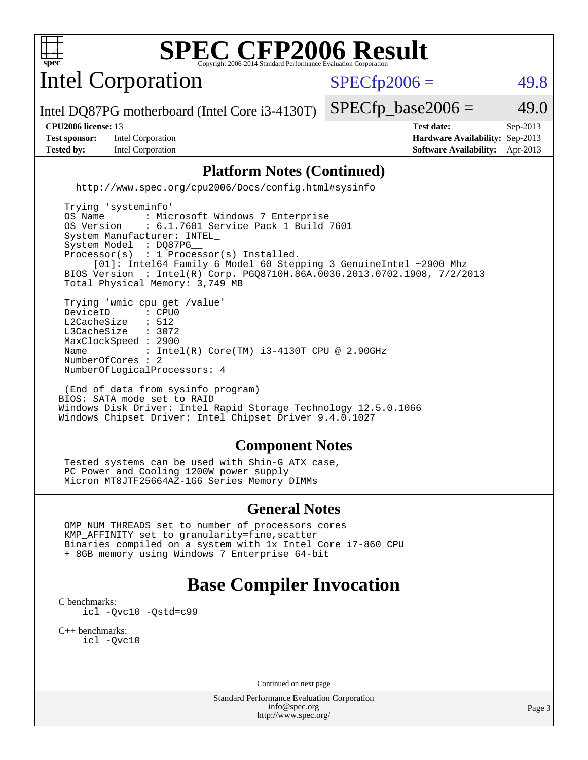# SPEC CFP2006 Result

Copyright 2006-2014 Standard Performance Evaluation Corporation

## Intel Corporation

Intel DQ87PG motherboard (Intel Core i3-4130T)

SPECfp2006 = 49.8

SPECfp_base2006 = 49.0

| | | | |
|---|---|---|---|
| **CPU2006 license:** 13 | | **Test date:** | Sep-2013 |
| **Test sponsor:** | Intel Corporation | **Hardware Availability:** | Sep-2013 |
| **Tested by:** | Intel Corporation | **Software Availability:** | Apr-2013 |

### Platform Notes (Continued)

```
  http://www.spec.org/cpu2006/Docs/config.html#sysinfo

 Trying 'systeminfo'
 OS Name       : Microsoft Windows 7 Enterprise
 OS Version    : 6.1.7601 Service Pack 1 Build 7601
 System Manufacturer: INTEL_
 System Model  : DQ87PG__
 Processor(s)  : 1 Processor(s) Installed.
      [01]: Intel64 Family 6 Model 60 Stepping 3 GenuineIntel ~2900 Mhz
 BIOS Version  : Intel(R) Corp. PGQ8710H.86A.0036.2013.0702.1908, 7/2/2013
 Total Physical Memory: 3,749 MB

 Trying 'wmic cpu get /value'
 DeviceID      : CPU0
 L2CacheSize   : 512
 L3CacheSize   : 3072
 MaxClockSpeed : 2900
 Name          : Intel(R) Core(TM) i3-4130T CPU @ 2.90GHz
 NumberOfCores : 2
 NumberOfLogicalProcessors: 4

 (End of data from sysinfo program)
BIOS: SATA mode set to RAID
Windows Disk Driver: Intel Rapid Storage Technology 12.5.0.1066
Windows Chipset Driver: Intel Chipset Driver 9.4.0.1027
```

### Component Notes

```
 Tested systems can be used with Shin-G ATX case,
 PC Power and Cooling 1200W power supply
 Micron MT8JTF25664AZ-1G6 Series Memory DIMMs
```

### General Notes

```
 OMP_NUM_THREADS set to number of processors cores
 KMP_AFFINITY set to granularity=fine,scatter
 Binaries compiled on a system with 1x Intel Core i7-860 CPU
 + 8GB memory using Windows 7 Enterprise 64-bit
```

## Base Compiler Invocation

C benchmarks:
```
icl -Qvc10 -Qstd=c99
```

C++ benchmarks:
```
icl -Qvc10
```

Continued on next page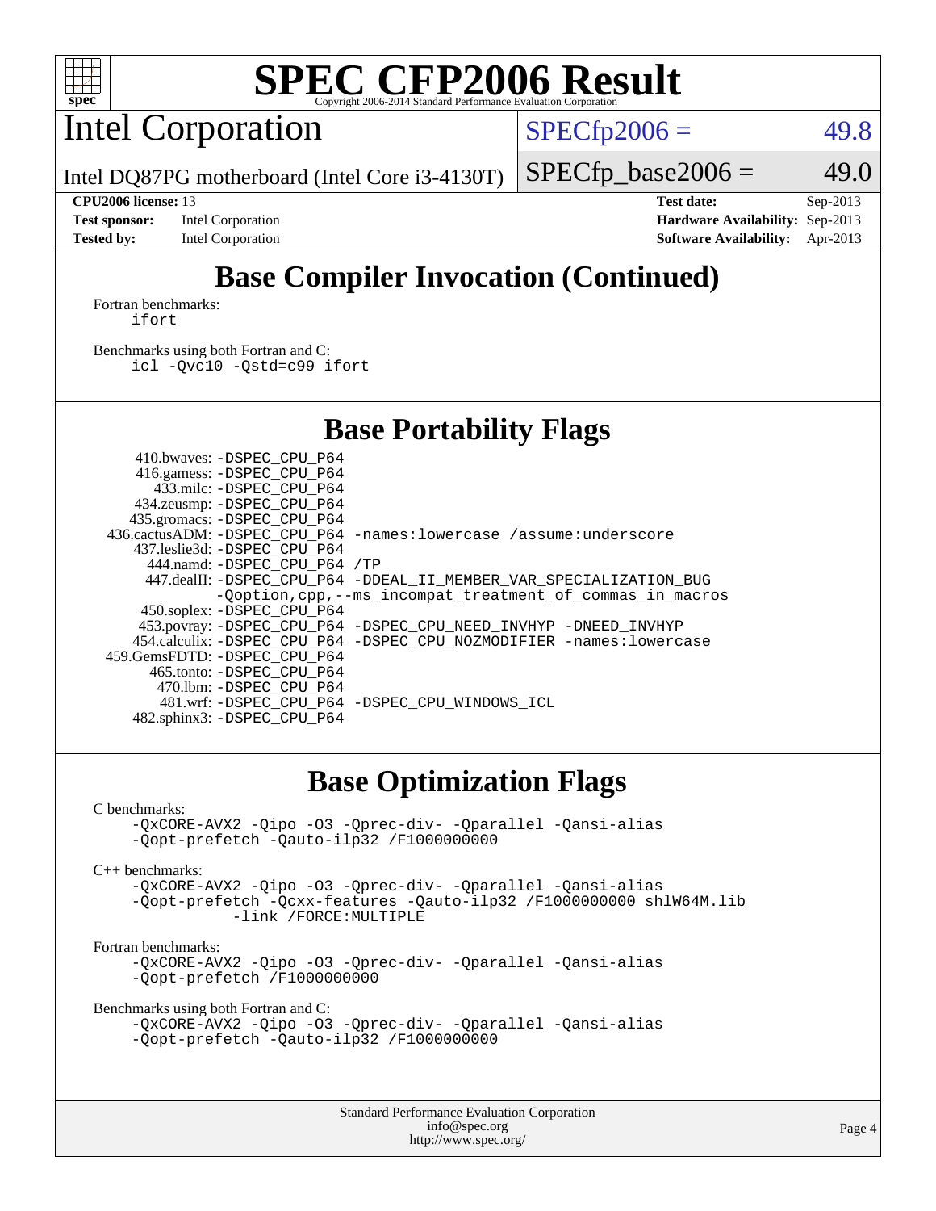# SPEC CFP2006 Result

## Intel Corporation

Intel DQ87PG motherboard (Intel Core i3-4130T)

SPECfp2006 = 49.8

SPECfp_base2006 = 49.0

**CPU2006 license:** 13
**Test sponsor:** Intel Corporation
**Tested by:** Intel Corporation

**Test date:** Sep-2013
**Hardware Availability:** Sep-2013
**Software Availability:** Apr-2013

## Base Compiler Invocation (Continued)

Fortran benchmarks:

```
ifort
```

Benchmarks using both Fortran and C:

```
icl -Qvc10 -Qstd=c99 ifort
```

## Base Portability Flags

| Benchmark | Flags |
|---|---|
| 410.bwaves: | -DSPEC_CPU_P64 |
| 416.gamess: | -DSPEC_CPU_P64 |
| 433.milc: | -DSPEC_CPU_P64 |
| 434.zeusmp: | -DSPEC_CPU_P64 |
| 435.gromacs: | -DSPEC_CPU_P64 |
| 436.cactusADM: | -DSPEC_CPU_P64 -names:lowercase /assume:underscore |
| 437.leslie3d: | -DSPEC_CPU_P64 |
| 444.namd: | -DSPEC_CPU_P64 /TP |
| 447.dealII: | -DSPEC_CPU_P64 -DDEAL_II_MEMBER_VAR_SPECIALIZATION_BUG -Qoption,cpp,--ms_incompat_treatment_of_commas_in_macros |
| 450.soplex: | -DSPEC_CPU_P64 |
| 453.povray: | -DSPEC_CPU_P64 -DSPEC_CPU_NEED_INVHYP -DNEED_INVHYP |
| 454.calculix: | -DSPEC_CPU_P64 -DSPEC_CPU_NOZMODIFIER -names:lowercase |
| 459.GemsFDTD: | -DSPEC_CPU_P64 |
| 465.tonto: | -DSPEC_CPU_P64 |
| 470.lbm: | -DSPEC_CPU_P64 |
| 481.wrf: | -DSPEC_CPU_P64 -DSPEC_CPU_WINDOWS_ICL |
| 482.sphinx3: | -DSPEC_CPU_P64 |

## Base Optimization Flags

C benchmarks:

```
-QxCORE-AVX2 -Qipo -O3 -Qprec-div- -Qparallel -Qansi-alias
-Qopt-prefetch -Qauto-ilp32 /F1000000000
```

C++ benchmarks:

```
-QxCORE-AVX2 -Qipo -O3 -Qprec-div- -Qparallel -Qansi-alias
-Qopt-prefetch -Qcxx-features -Qauto-ilp32 /F1000000000 shlW64M.lib
        -link /FORCE:MULTIPLE
```

Fortran benchmarks:

```
-QxCORE-AVX2 -Qipo -O3 -Qprec-div- -Qparallel -Qansi-alias
-Qopt-prefetch /F1000000000
```

Benchmarks using both Fortran and C:

```
-QxCORE-AVX2 -Qipo -O3 -Qprec-div- -Qparallel -Qansi-alias
-Qopt-prefetch -Qauto-ilp32 /F1000000000
```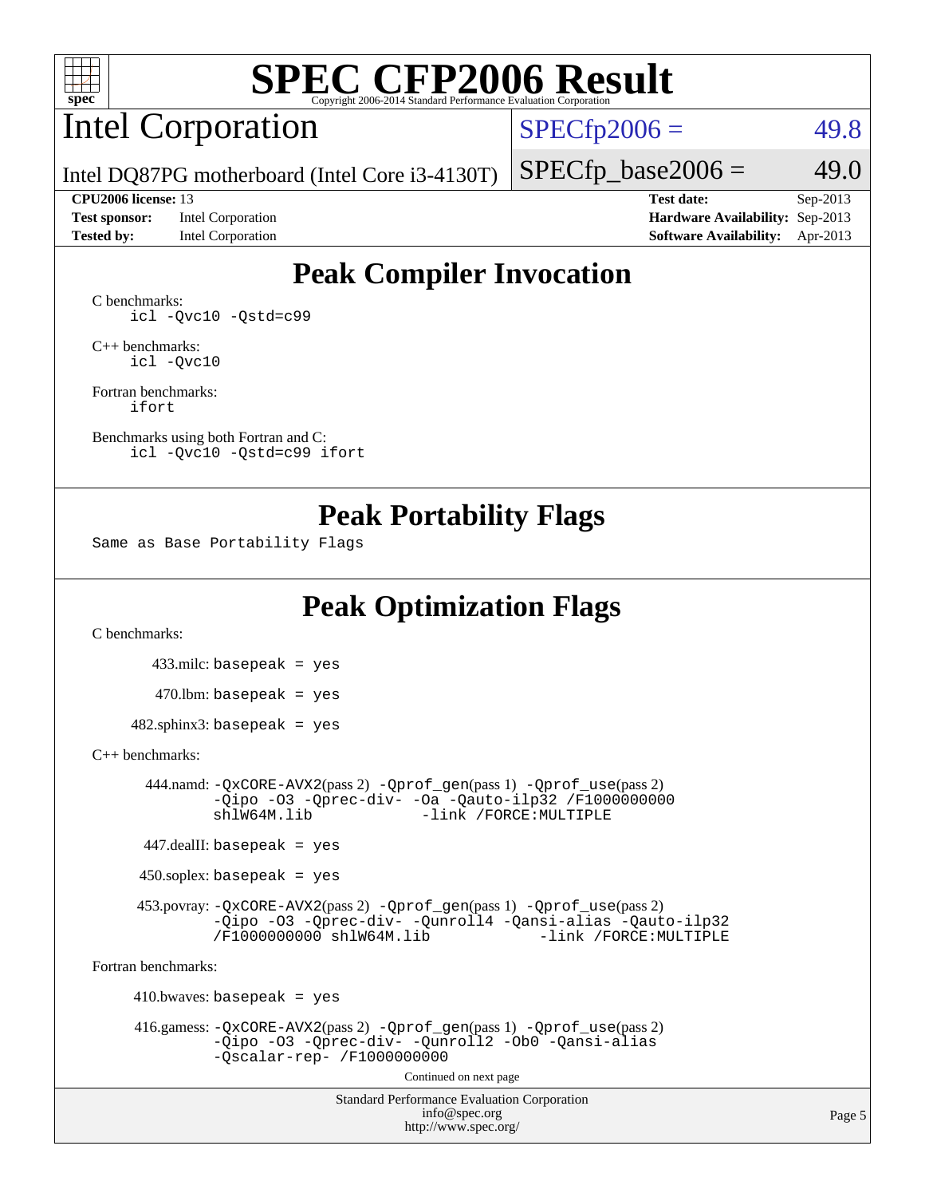# SPEC CFP2006 Result

Copyright 2006-2014 Standard Performance Evaluation Corporation

## Intel Corporation

Intel DQ87PG motherboard (Intel Core i3-4130T)

SPECfp2006 = 49.8

SPECfp_base2006 = 49.0

**CPU2006 license:** 13
**Test sponsor:** Intel Corporation
**Tested by:** Intel Corporation

**Test date:** Sep-2013
**Hardware Availability:** Sep-2013
**Software Availability:** Apr-2013

## Peak Compiler Invocation

C benchmarks:
```
icl -Qvc10 -Qstd=c99
```

C++ benchmarks:
```
icl -Qvc10
```

Fortran benchmarks:
```
ifort
```

Benchmarks using both Fortran and C:
```
icl -Qvc10 -Qstd=c99 ifort
```

## Peak Portability Flags

Same as Base Portability Flags

## Peak Optimization Flags

C benchmarks:

433.milc: basepeak = yes

470.lbm: basepeak = yes

482.sphinx3: basepeak = yes

C++ benchmarks:

444.namd: -QxCORE-AVX2(pass 2) -Qprof_gen(pass 1) -Qprof_use(pass 2) -Qipo -O3 -Qprec-div- -Oa -Qauto-ilp32 /F1000000000 shlW64M.lib -link /FORCE:MULTIPLE

447.dealII: basepeak = yes

450.soplex: basepeak = yes

453.povray: -QxCORE-AVX2(pass 2) -Qprof_gen(pass 1) -Qprof_use(pass 2) -Qipo -O3 -Qprec-div- -Qunroll4 -Qansi-alias -Qauto-ilp32 /F1000000000 shlW64M.lib -link /FORCE:MULTIPLE

Fortran benchmarks:

410.bwaves: basepeak = yes

416.gamess: -QxCORE-AVX2(pass 2) -Qprof_gen(pass 1) -Qprof_use(pass 2) -Qipo -O3 -Qprec-div- -Qunroll2 -Ob0 -Qansi-alias -Qscalar-rep- /F1000000000

Continued on next page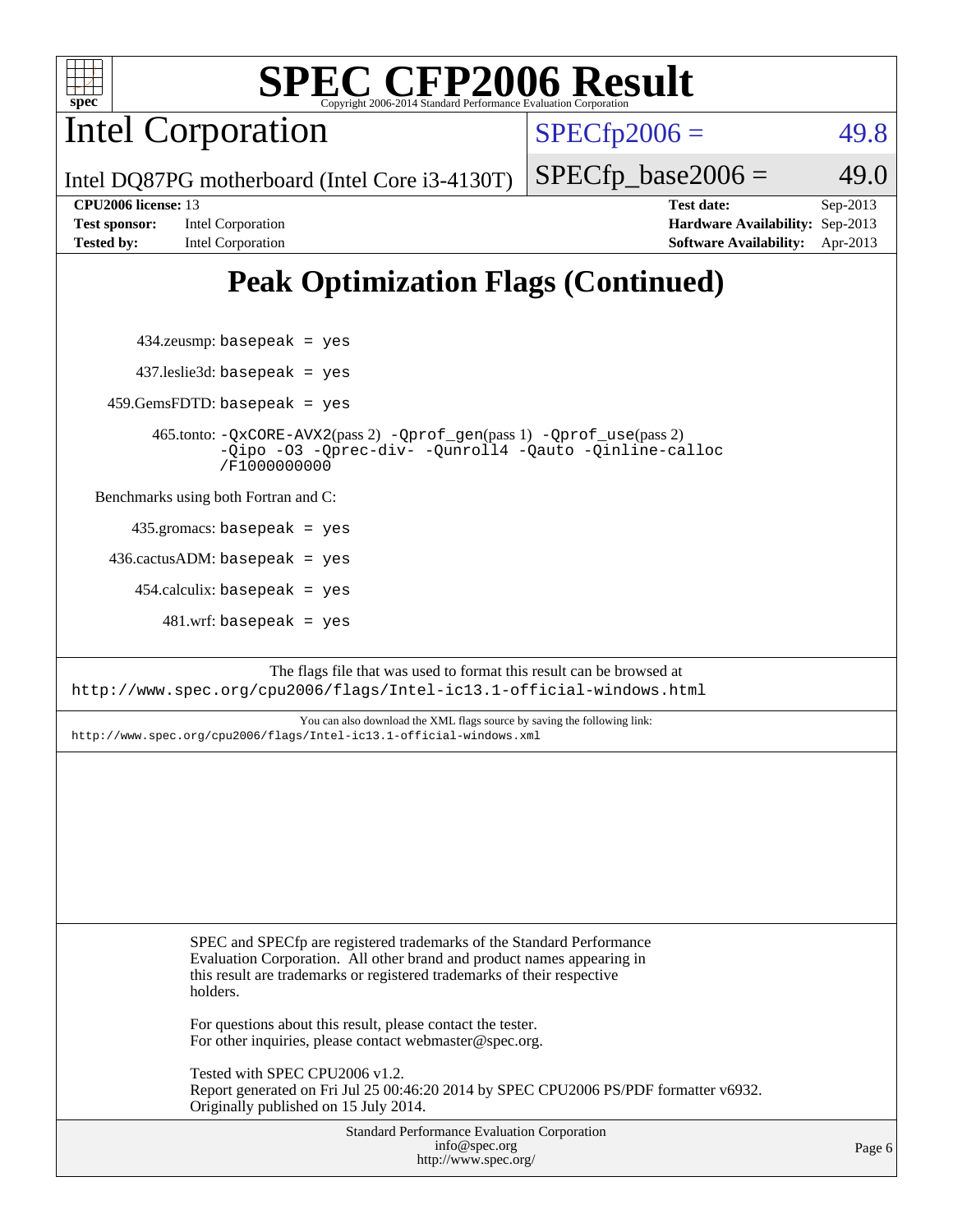# SPEC CFP2006 Result

Copyright 2006-2014 Standard Performance Evaluation Corporation

## Intel Corporation

Intel DQ87PG motherboard (Intel Core i3-4130T)

SPECfp2006 = 49.8

SPECfp_base2006 = 49.0

| | | | |
|---|---|---|---|
| **CPU2006 license:** 13 | | **Test date:** | Sep-2013 |
| **Test sponsor:** | Intel Corporation | **Hardware Availability:** | Sep-2013 |
| **Tested by:** | Intel Corporation | **Software Availability:** | Apr-2013 |

## Peak Optimization Flags (Continued)

434.zeusmp: basepeak = yes

437.leslie3d: basepeak = yes

459.GemsFDTD: basepeak = yes

465.tonto: -QxCORE-AVX2(pass 2) -Qprof_gen(pass 1) -Qprof_use(pass 2) -Qipo -O3 -Qprec-div- -Qunroll4 -Qauto -Qinline-calloc /F1000000000

Benchmarks using both Fortran and C:

435.gromacs: basepeak = yes

436.cactusADM: basepeak = yes

454.calculix: basepeak = yes

481.wrf: basepeak = yes

The flags file that was used to format this result can be browsed at
http://www.spec.org/cpu2006/flags/Intel-ic13.1-official-windows.html

You can also download the XML flags source by saving the following link:
http://www.spec.org/cpu2006/flags/Intel-ic13.1-official-windows.xml

SPEC and SPECfp are registered trademarks of the Standard Performance Evaluation Corporation. All other brand and product names appearing in this result are trademarks or registered trademarks of their respective holders.

For questions about this result, please contact the tester.
For other inquiries, please contact webmaster@spec.org.

Tested with SPEC CPU2006 v1.2.
Report generated on Fri Jul 25 00:46:20 2014 by SPEC CPU2006 PS/PDF formatter v6932.
Originally published on 15 July 2014.